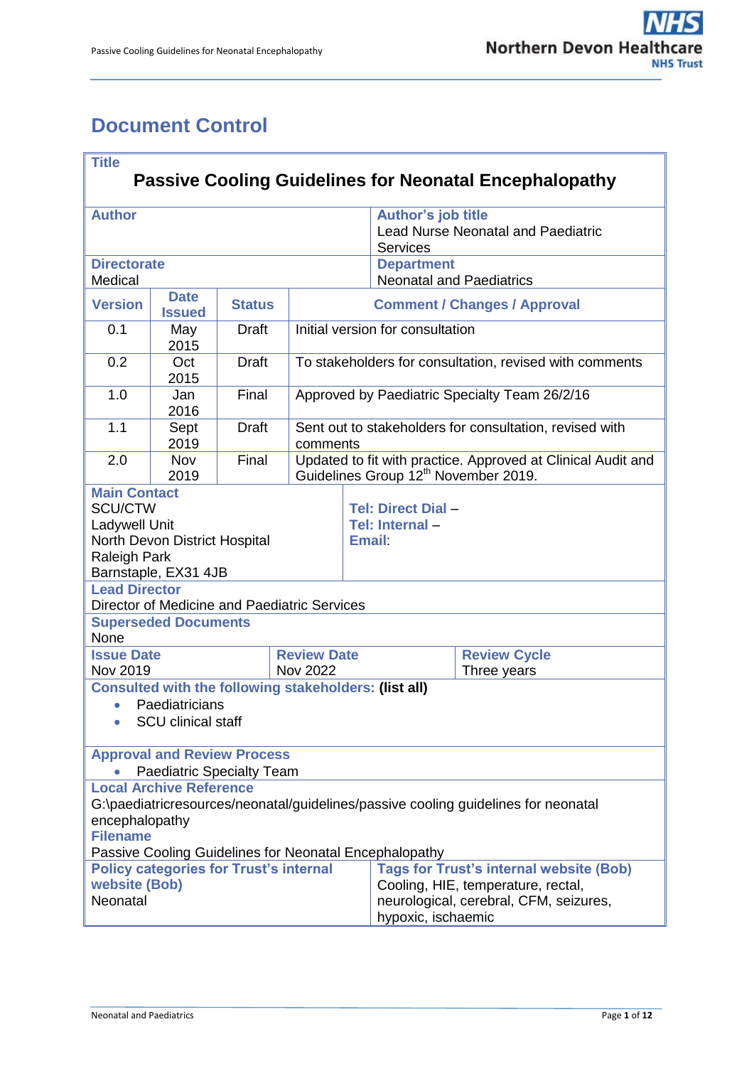# Document Control

| **Title** | | | |
|---|---|---|---|
| **Passive Cooling Guidelines for Neonatal Encephalopathy** | | | |
| **Author** | | **Author's job title**<br>Lead Nurse Neonatal and Paediatric Services | |
| **Directorate**<br>Medical | | **Department**<br>Neonatal and Paediatrics | |

| **Version** | **Date Issued** | **Status** | **Comment / Changes / Approval** |
|---|---|---|---|
| 0.1 | May 2015 | Draft | Initial version for consultation |
| 0.2 | Oct 2015 | Draft | To stakeholders for consultation, revised with comments |
| 1.0 | Jan 2016 | Final | Approved by Paediatric Specialty Team 26/2/16 |
| 1.1 | Sept 2019 | Draft | Sent out to stakeholders for consultation, revised with comments |
| 2.0 | Nov 2019 | Final | Updated to fit with practice. Approved at Clinical Audit and Guidelines Group 12th November 2019. |

| **Main Contact** | |
|---|---|
| SCU/CTW<br>Ladywell Unit<br>North Devon District Hospital<br>Raleigh Park<br>Barnstaple, EX31 4JB | **Tel: Direct Dial** –<br>**Tel: Internal** –<br>**Email**: |

**Lead Director**
Director of Medicine and Paediatric Services

**Superseded Documents**
None

| **Issue Date** | **Review Date** | **Review Cycle** |
|---|---|---|
| Nov 2019 | Nov 2022 | Three years |

**Consulted with the following stakeholders: (list all)**

- Paediatricians
- SCU clinical staff

**Approval and Review Process**

- Paediatric Specialty Team

**Local Archive Reference**
G:\paediatricresources/neonatal/guidelines/passive cooling guidelines for neonatal encephalopathy

**Filename**
Passive Cooling Guidelines for Neonatal Encephalopathy

| **Policy categories for Trust's internal website (Bob)** | **Tags for Trust's internal website (Bob)** |
|---|---|
| Neonatal | Cooling, HIE, temperature, rectal, neurological, cerebral, CFM, seizures, hypoxic, ischaemic |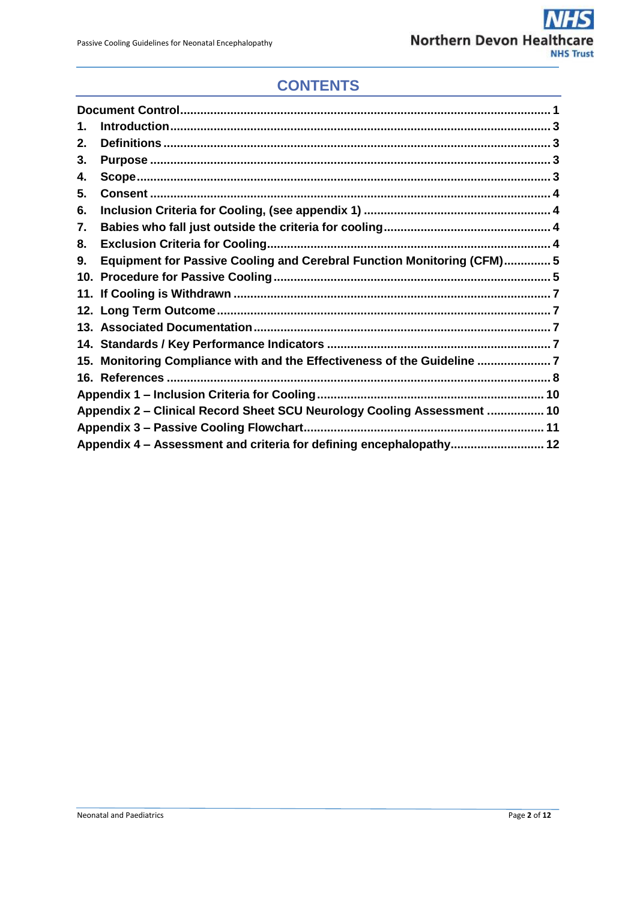# CONTENTS

Document Control ..... 1
1. Introduction ..... 3
2. Definitions ..... 3
3. Purpose ..... 3
4. Scope ..... 3
5. Consent ..... 4
6. Inclusion Criteria for Cooling, (see appendix 1) ..... 4
7. Babies who fall just outside the criteria for cooling ..... 4
8. Exclusion Criteria for Cooling ..... 4
9. Equipment for Passive Cooling and Cerebral Function Monitoring (CFM) ..... 5
10. Procedure for Passive Cooling ..... 5
11. If Cooling is Withdrawn ..... 7
12. Long Term Outcome ..... 7
13. Associated Documentation ..... 7
14. Standards / Key Performance Indicators ..... 7
15. Monitoring Compliance with and the Effectiveness of the Guideline ..... 7
16. References ..... 8
Appendix 1 – Inclusion Criteria for Cooling ..... 10
Appendix 2 – Clinical Record Sheet SCU Neurology Cooling Assessment ..... 10
Appendix 3 – Passive Cooling Flowchart ..... 11
Appendix 4 – Assessment and criteria for defining encephalopathy ..... 12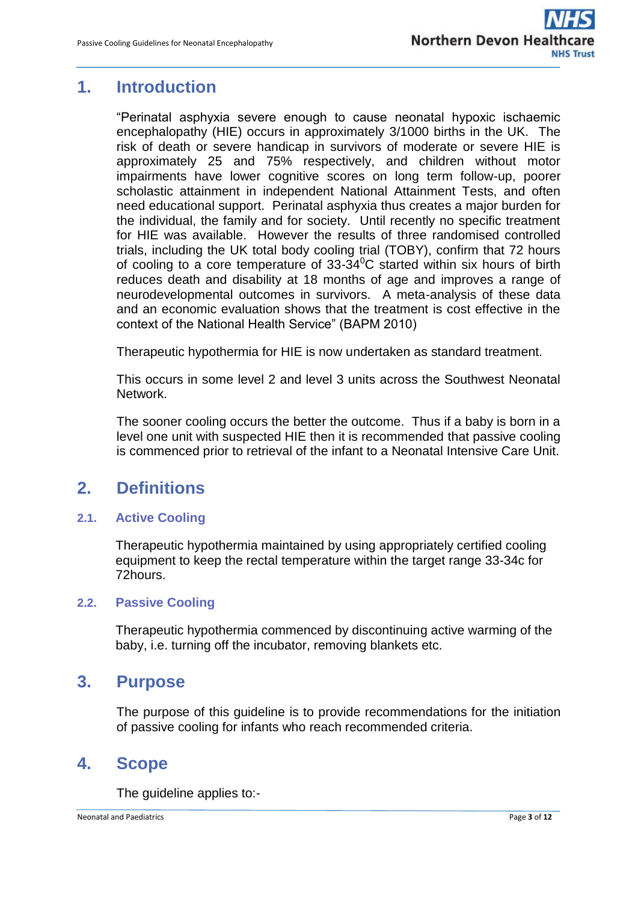## 1. Introduction

"Perinatal asphyxia severe enough to cause neonatal hypoxic ischaemic encephalopathy (HIE) occurs in approximately 3/1000 births in the UK. The risk of death or severe handicap in survivors of moderate or severe HIE is approximately 25 and 75% respectively, and children without motor impairments have lower cognitive scores on long term follow-up, poorer scholastic attainment in independent National Attainment Tests, and often need educational support. Perinatal asphyxia thus creates a major burden for the individual, the family and for society. Until recently no specific treatment for HIE was available. However the results of three randomised controlled trials, including the UK total body cooling trial (TOBY), confirm that 72 hours of cooling to a core temperature of 33-34$^{0}$C started within six hours of birth reduces death and disability at 18 months of age and improves a range of neurodevelopmental outcomes in survivors. A meta-analysis of these data and an economic evaluation shows that the treatment is cost effective in the context of the National Health Service" (BAPM 2010)

Therapeutic hypothermia for HIE is now undertaken as standard treatment.

This occurs in some level 2 and level 3 units across the Southwest Neonatal Network.

The sooner cooling occurs the better the outcome. Thus if a baby is born in a level one unit with suspected HIE then it is recommended that passive cooling is commenced prior to retrieval of the infant to a Neonatal Intensive Care Unit.

## 2. Definitions

### 2.1. Active Cooling

Therapeutic hypothermia maintained by using appropriately certified cooling equipment to keep the rectal temperature within the target range 33-34c for 72hours.

### 2.2. Passive Cooling

Therapeutic hypothermia commenced by discontinuing active warming of the baby, i.e. turning off the incubator, removing blankets etc.

## 3. Purpose

The purpose of this guideline is to provide recommendations for the initiation of passive cooling for infants who reach recommended criteria.

## 4. Scope

The guideline applies to:-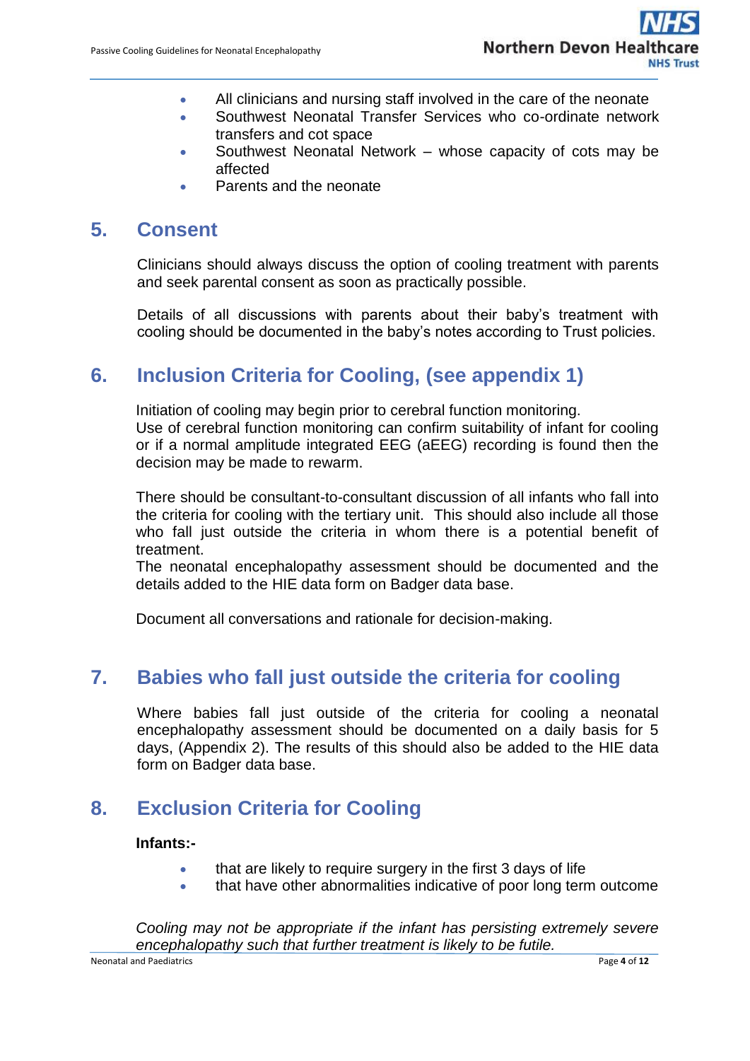- All clinicians and nursing staff involved in the care of the neonate
- Southwest Neonatal Transfer Services who co-ordinate network transfers and cot space
- Southwest Neonatal Network – whose capacity of cots may be affected
- Parents and the neonate

## 5. Consent

Clinicians should always discuss the option of cooling treatment with parents and seek parental consent as soon as practically possible.

Details of all discussions with parents about their baby's treatment with cooling should be documented in the baby's notes according to Trust policies.

## 6. Inclusion Criteria for Cooling, (see appendix 1)

Initiation of cooling may begin prior to cerebral function monitoring.
Use of cerebral function monitoring can confirm suitability of infant for cooling or if a normal amplitude integrated EEG (aEEG) recording is found then the decision may be made to rewarm.

There should be consultant-to-consultant discussion of all infants who fall into the criteria for cooling with the tertiary unit. This should also include all those who fall just outside the criteria in whom there is a potential benefit of treatment.
The neonatal encephalopathy assessment should be documented and the details added to the HIE data form on Badger data base.

Document all conversations and rationale for decision-making.

## 7. Babies who fall just outside the criteria for cooling

Where babies fall just outside of the criteria for cooling a neonatal encephalopathy assessment should be documented on a daily basis for 5 days, (Appendix 2). The results of this should also be added to the HIE data form on Badger data base.

## 8. Exclusion Criteria for Cooling

**Infants:-**

- that are likely to require surgery in the first 3 days of life
- that have other abnormalities indicative of poor long term outcome

*Cooling may not be appropriate if the infant has persisting extremely severe encephalopathy such that further treatment is likely to be futile.*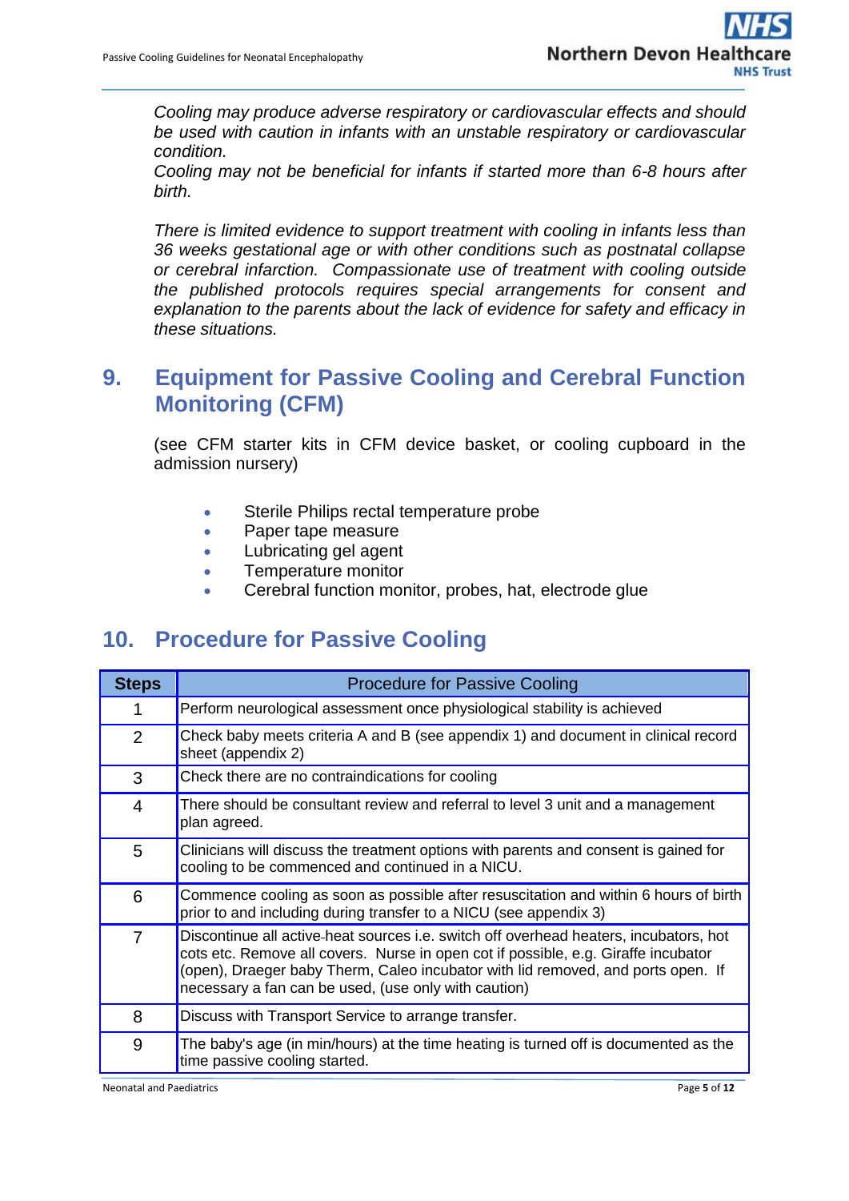*Cooling may produce adverse respiratory or cardiovascular effects and should be used with caution in infants with an unstable respiratory or cardiovascular condition.*
*Cooling may not be beneficial for infants if started more than 6-8 hours after birth.*

*There is limited evidence to support treatment with cooling in infants less than 36 weeks gestational age or with other conditions such as postnatal collapse or cerebral infarction. Compassionate use of treatment with cooling outside the published protocols requires special arrangements for consent and explanation to the parents about the lack of evidence for safety and efficacy in these situations.*

## 9. Equipment for Passive Cooling and Cerebral Function Monitoring (CFM)

(see CFM starter kits in CFM device basket, or cooling cupboard in the admission nursery)

- Sterile Philips rectal temperature probe
- Paper tape measure
- Lubricating gel agent
- Temperature monitor
- Cerebral function monitor, probes, hat, electrode glue

## 10. Procedure for Passive Cooling

| Steps | Procedure for Passive Cooling |
|---|---|
| 1 | Perform neurological assessment once physiological stability is achieved |
| 2 | Check baby meets criteria A and B (see appendix 1) and document in clinical record sheet (appendix 2) |
| 3 | Check there are no contraindications for cooling |
| 4 | There should be consultant review and referral to level 3 unit and a management plan agreed. |
| 5 | Clinicians will discuss the treatment options with parents and consent is gained for cooling to be commenced and continued in a NICU. |
| 6 | Commence cooling as soon as possible after resuscitation and within 6 hours of birth prior to and including during transfer to a NICU (see appendix 3) |
| 7 | Discontinue all active-heat sources i.e. switch off overhead heaters, incubators, hot cots etc. Remove all covers. Nurse in open cot if possible, e.g. Giraffe incubator (open), Draeger baby Therm, Caleo incubator with lid removed, and ports open. If necessary a fan can be used, (use only with caution) |
| 8 | Discuss with Transport Service to arrange transfer. |
| 9 | The baby's age (in min/hours) at the time heating is turned off is documented as the time passive cooling started. |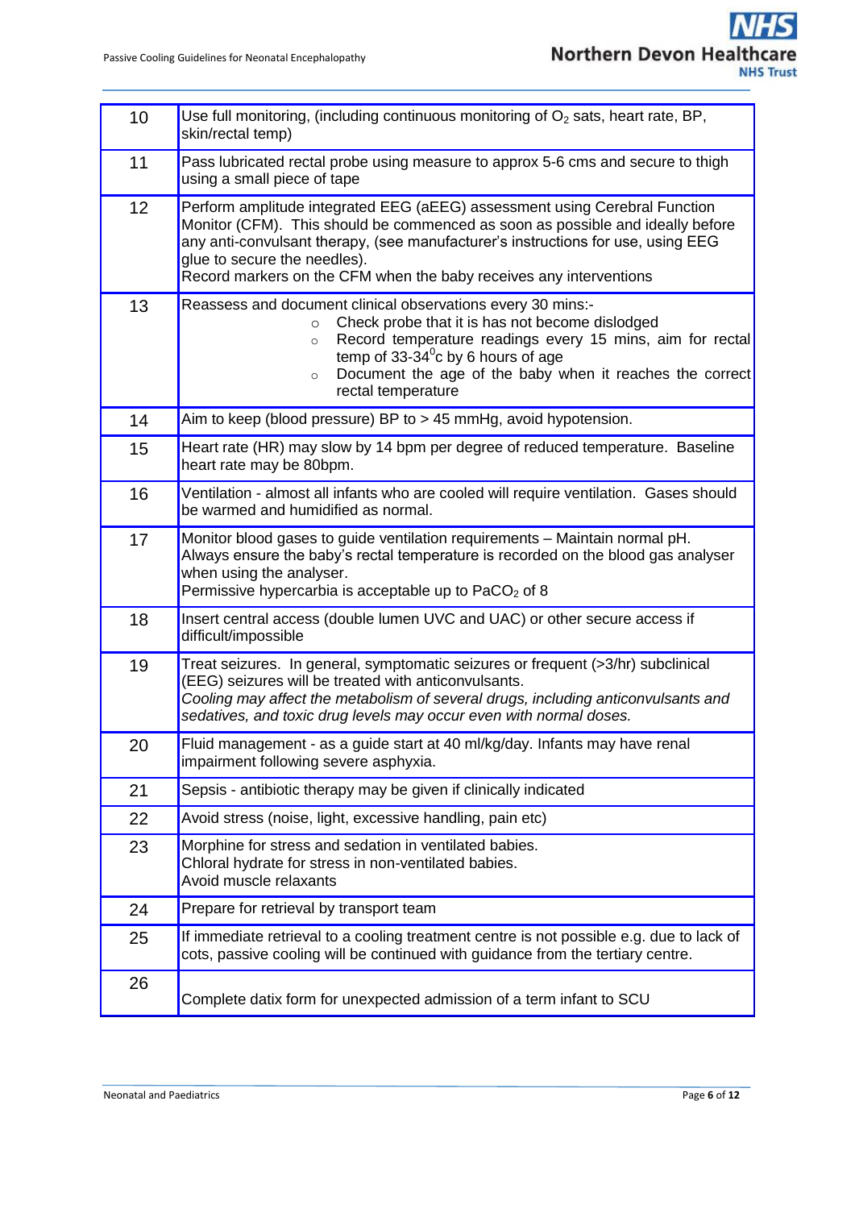| | |
|---|---|
| 10 | Use full monitoring, (including continuous monitoring of $O_2$ sats, heart rate, BP, skin/rectal temp) |
| 11 | Pass lubricated rectal probe using measure to approx 5-6 cms and secure to thigh using a small piece of tape |
| 12 | Perform amplitude integrated EEG (aEEG) assessment using Cerebral Function Monitor (CFM). This should be commenced as soon as possible and ideally before any anti-convulsant therapy, (see manufacturer's instructions for use, using EEG glue to secure the needles).<br>Record markers on the CFM when the baby receives any interventions |
| 13 | Reassess and document clinical observations every 30 mins:-<br>○ Check probe that it is has not become dislodged<br>○ Record temperature readings every 15 mins, aim for rectal temp of 33-34$^0$c by 6 hours of age<br>○ Document the age of the baby when it reaches the correct rectal temperature |
| 14 | Aim to keep (blood pressure) BP to > 45 mmHg, avoid hypotension. |
| 15 | Heart rate (HR) may slow by 14 bpm per degree of reduced temperature. Baseline heart rate may be 80bpm. |
| 16 | Ventilation - almost all infants who are cooled will require ventilation. Gases should be warmed and humidified as normal. |
| 17 | Monitor blood gases to guide ventilation requirements – Maintain normal pH.<br>Always ensure the baby's rectal temperature is recorded on the blood gas analyser when using the analyser.<br>Permissive hypercarbia is acceptable up to $PaCO_2$ of 8 |
| 18 | Insert central access (double lumen UVC and UAC) or other secure access if difficult/impossible |
| 19 | Treat seizures. In general, symptomatic seizures or frequent (>3/hr) subclinical (EEG) seizures will be treated with anticonvulsants.<br>*Cooling may affect the metabolism of several drugs, including anticonvulsants and sedatives, and toxic drug levels may occur even with normal doses.* |
| 20 | Fluid management - as a guide start at 40 ml/kg/day. Infants may have renal impairment following severe asphyxia. |
| 21 | Sepsis - antibiotic therapy may be given if clinically indicated |
| 22 | Avoid stress (noise, light, excessive handling, pain etc) |
| 23 | Morphine for stress and sedation in ventilated babies.<br>Chloral hydrate for stress in non-ventilated babies.<br>Avoid muscle relaxants |
| 24 | Prepare for retrieval by transport team |
| 25 | If immediate retrieval to a cooling treatment centre is not possible e.g. due to lack of cots, passive cooling will be continued with guidance from the tertiary centre. |
| 26 | Complete datix form for unexpected admission of a term infant to SCU |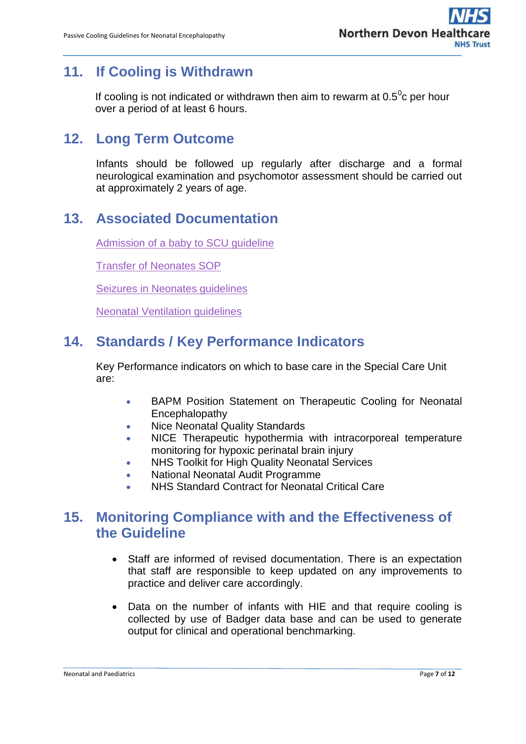## 11. If Cooling is Withdrawn

If cooling is not indicated or withdrawn then aim to rewarm at $0.5^0$c per hour over a period of at least 6 hours.

## 12. Long Term Outcome

Infants should be followed up regularly after discharge and a formal neurological examination and psychomotor assessment should be carried out at approximately 2 years of age.

## 13. Associated Documentation

Admission of a baby to SCU guideline

Transfer of Neonates SOP

Seizures in Neonates guidelines

Neonatal Ventilation guidelines

## 14. Standards / Key Performance Indicators

Key Performance indicators on which to base care in the Special Care Unit are:

- BAPM Position Statement on Therapeutic Cooling for Neonatal Encephalopathy
- Nice Neonatal Quality Standards
- NICE Therapeutic hypothermia with intracorporeal temperature monitoring for hypoxic perinatal brain injury
- NHS Toolkit for High Quality Neonatal Services
- National Neonatal Audit Programme
- NHS Standard Contract for Neonatal Critical Care

## 15. Monitoring Compliance with and the Effectiveness of the Guideline

- Staff are informed of revised documentation. There is an expectation that staff are responsible to keep updated on any improvements to practice and deliver care accordingly.

- Data on the number of infants with HIE and that require cooling is collected by use of Badger data base and can be used to generate output for clinical and operational benchmarking.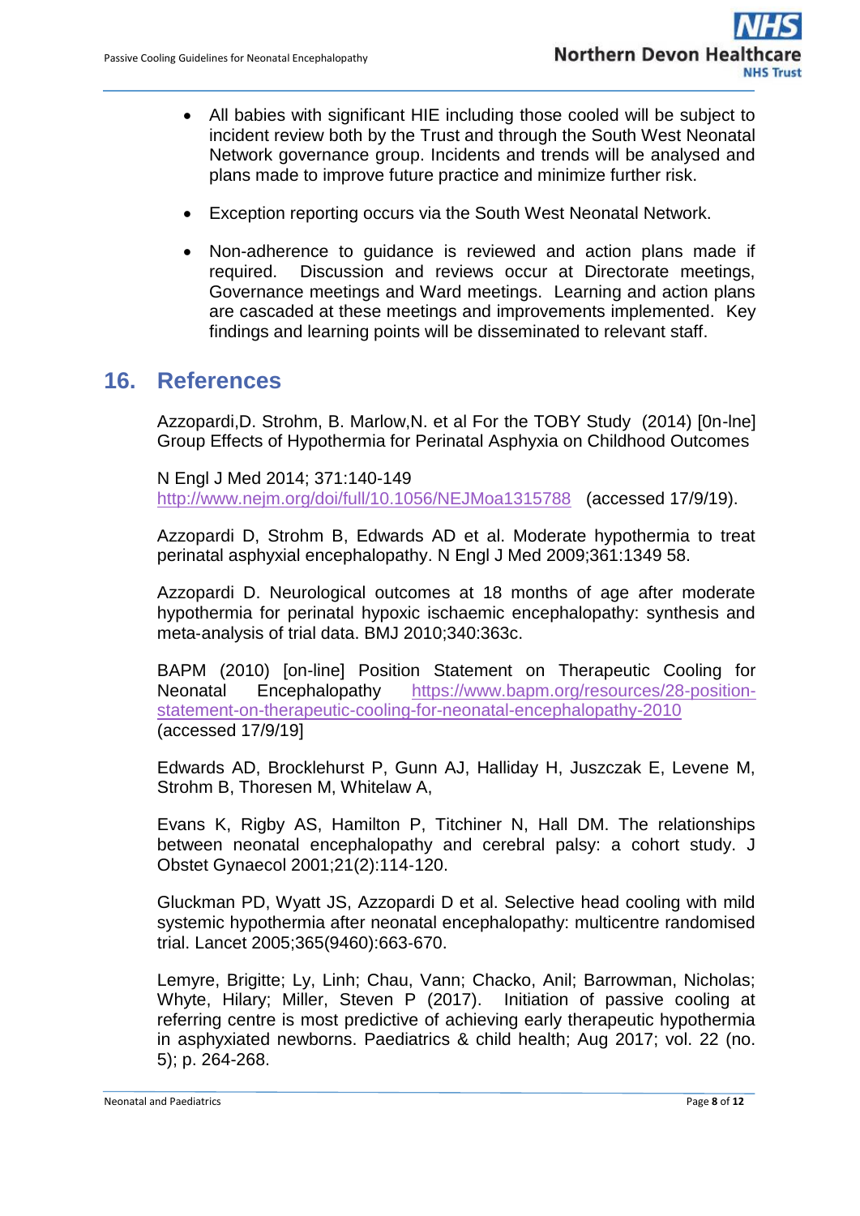- All babies with significant HIE including those cooled will be subject to incident review both by the Trust and through the South West Neonatal Network governance group. Incidents and trends will be analysed and plans made to improve future practice and minimize further risk.

- Exception reporting occurs via the South West Neonatal Network.

- Non-adherence to guidance is reviewed and action plans made if required. Discussion and reviews occur at Directorate meetings, Governance meetings and Ward meetings. Learning and action plans are cascaded at these meetings and improvements implemented. Key findings and learning points will be disseminated to relevant staff.

## 16. References

Azzopardi,D. Strohm, B. Marlow,N. et al For the TOBY Study (2014) [0n-lne] Group Effects of Hypothermia for Perinatal Asphyxia on Childhood Outcomes

N Engl J Med 2014; 371:140-149 http://www.nejm.org/doi/full/10.1056/NEJMoa1315788 (accessed 17/9/19).

Azzopardi D, Strohm B, Edwards AD et al. Moderate hypothermia to treat perinatal asphyxial encephalopathy. N Engl J Med 2009;361:1349 58.

Azzopardi D. Neurological outcomes at 18 months of age after moderate hypothermia for perinatal hypoxic ischaemic encephalopathy: synthesis and meta-analysis of trial data. BMJ 2010;340:363c.

BAPM (2010) [on-line] Position Statement on Therapeutic Cooling for Neonatal Encephalopathy https://www.bapm.org/resources/28-position-statement-on-therapeutic-cooling-for-neonatal-encephalopathy-2010 (accessed 17/9/19]

Edwards AD, Brocklehurst P, Gunn AJ, Halliday H, Juszczak E, Levene M, Strohm B, Thoresen M, Whitelaw A,

Evans K, Rigby AS, Hamilton P, Titchiner N, Hall DM. The relationships between neonatal encephalopathy and cerebral palsy: a cohort study. J Obstet Gynaecol 2001;21(2):114-120.

Gluckman PD, Wyatt JS, Azzopardi D et al. Selective head cooling with mild systemic hypothermia after neonatal encephalopathy: multicentre randomised trial. Lancet 2005;365(9460):663-670.

Lemyre, Brigitte; Ly, Linh; Chau, Vann; Chacko, Anil; Barrowman, Nicholas; Whyte, Hilary; Miller, Steven P (2017). Initiation of passive cooling at referring centre is most predictive of achieving early therapeutic hypothermia in asphyxiated newborns. Paediatrics & child health; Aug 2017; vol. 22 (no. 5); p. 264-268.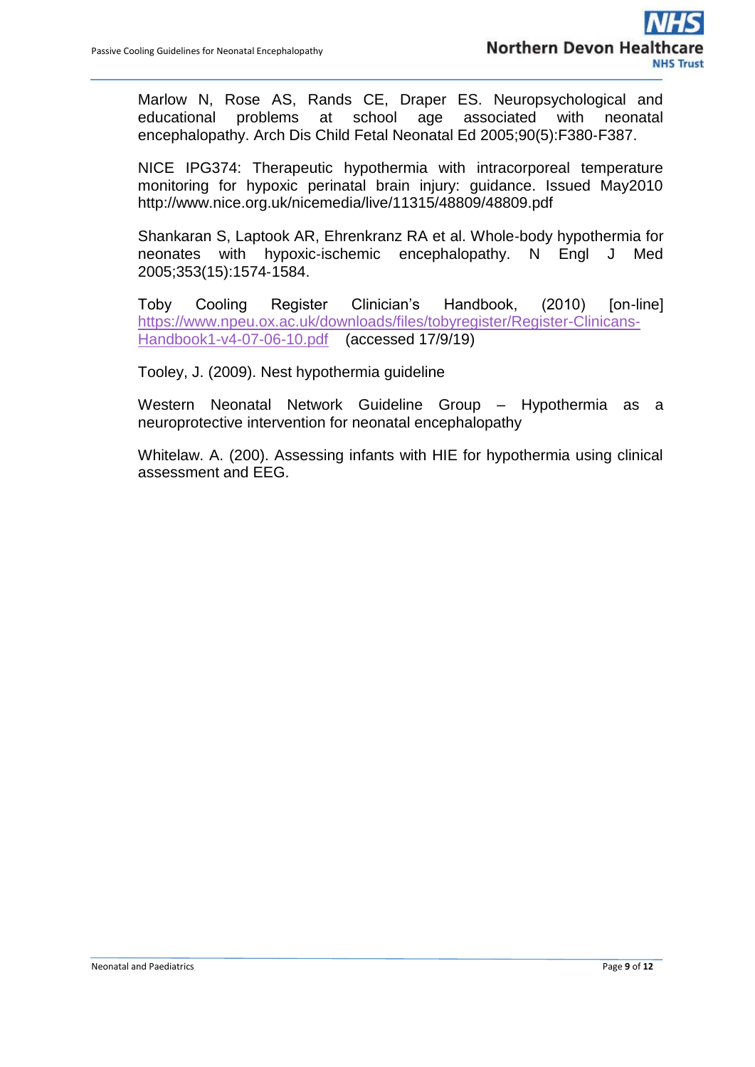Marlow N, Rose AS, Rands CE, Draper ES. Neuropsychological and educational problems at school age associated with neonatal encephalopathy. Arch Dis Child Fetal Neonatal Ed 2005;90(5):F380-F387.

NICE IPG374: Therapeutic hypothermia with intracorporeal temperature monitoring for hypoxic perinatal brain injury: guidance. Issued May2010 http://www.nice.org.uk/nicemedia/live/11315/48809/48809.pdf

Shankaran S, Laptook AR, Ehrenkranz RA et al. Whole-body hypothermia for neonates with hypoxic-ischemic encephalopathy. N Engl J Med 2005;353(15):1574-1584.

Toby Cooling Register Clinician's Handbook, (2010) [on-line] https://www.npeu.ox.ac.uk/downloads/files/tobyregister/Register-Clinicans-Handbook1-v4-07-06-10.pdf (accessed 17/9/19)

Tooley, J. (2009). Nest hypothermia guideline

Western Neonatal Network Guideline Group – Hypothermia as a neuroprotective intervention for neonatal encephalopathy

Whitelaw. A. (200). Assessing infants with HIE for hypothermia using clinical assessment and EEG.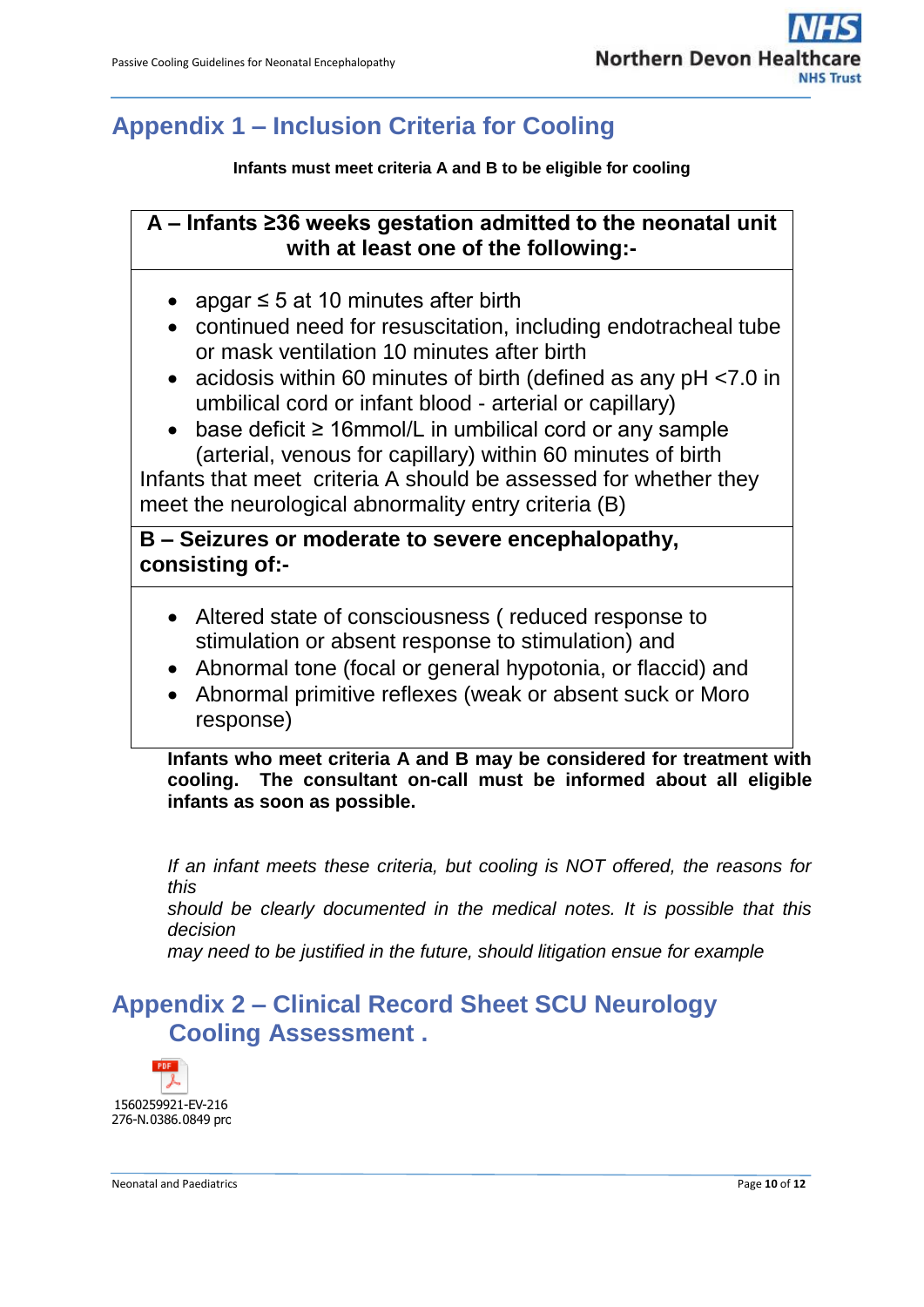## Appendix 1 – Inclusion Criteria for Cooling

**Infants must meet criteria A and B to be eligible for cooling**

**A – Infants ≥36 weeks gestation admitted to the neonatal unit with at least one of the following:-**

- apgar ≤ 5 at 10 minutes after birth
- continued need for resuscitation, including endotracheal tube or mask ventilation 10 minutes after birth
- acidosis within 60 minutes of birth (defined as any pH <7.0 in umbilical cord or infant blood - arterial or capillary)
- base deficit ≥ 16mmol/L in umbilical cord or any sample (arterial, venous for capillary) within 60 minutes of birth

Infants that meet criteria A should be assessed for whether they meet the neurological abnormality entry criteria (B)

**B – Seizures or moderate to severe encephalopathy, consisting of:-**

- Altered state of consciousness ( reduced response to stimulation or absent response to stimulation) and
- Abnormal tone (focal or general hypotonia, or flaccid) and
- Abnormal primitive reflexes (weak or absent suck or Moro response)

**Infants who meet criteria A and B may be considered for treatment with cooling. The consultant on-call must be informed about all eligible infants as soon as possible.**

*If an infant meets these criteria, but cooling is NOT offered, the reasons for this should be clearly documented in the medical notes. It is possible that this decision may need to be justified in the future, should litigation ensue for example*

## Appendix 2 – Clinical Record Sheet SCU Neurology Cooling Assessment .

1560259921-EV-216276-N.0386.0849 prc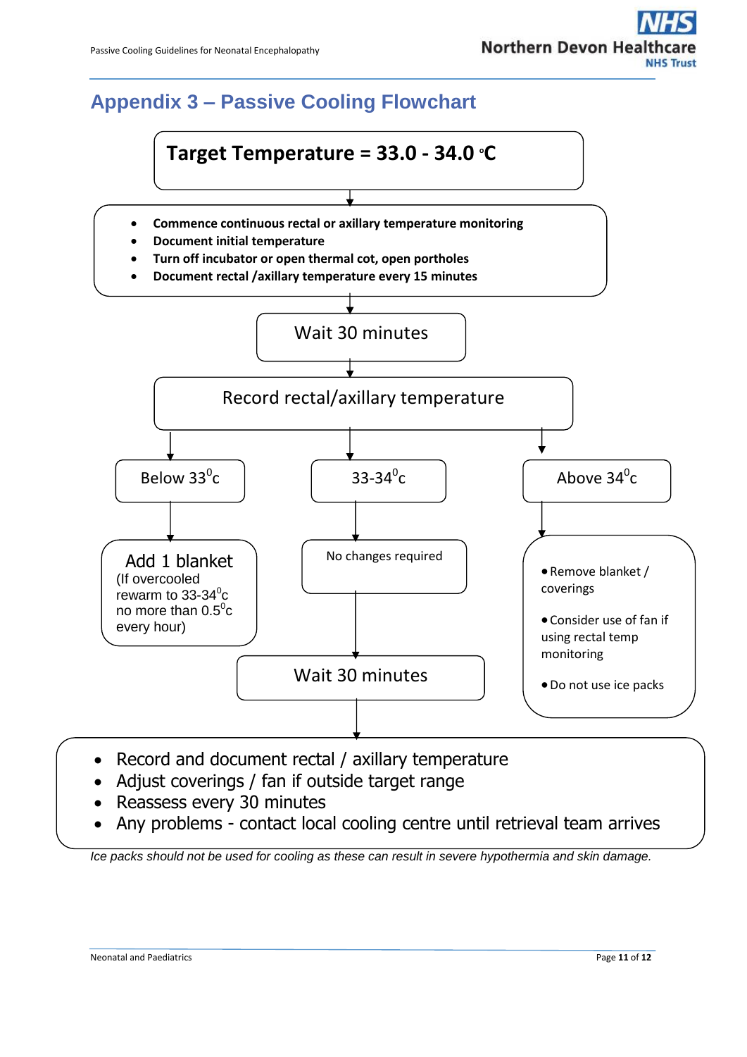## Appendix 3 – Passive Cooling Flowchart

**Target Temperature = 33.0 - 34.0 °C**

↓

- **Commence continuous rectal or axillary temperature monitoring**
- **Document initial temperature**
- **Turn off incubator or open thermal cot, open portholes**
- **Document rectal /axillary temperature every 15 minutes**

↓

Wait 30 minutes

↓

Record rectal/axillary temperature

↓

**Below 33$^{0}$c**

Add 1 blanket
(If overcooled rewarm to 33-34$^{0}$c no more than 0.5$^{0}$c every hour)

**33-34$^{0}$c**

No changes required

↓

Wait 30 minutes

**Above 34$^{0}$c**

- Remove blanket / coverings
- Consider use of fan if using rectal temp monitoring
- Do not use ice packs

↓

- Record and document rectal / axillary temperature
- Adjust coverings / fan if outside target range
- Reassess every 30 minutes
- Any problems - contact local cooling centre until retrieval team arrives

*Ice packs should not be used for cooling as these can result in severe hypothermia and skin damage.*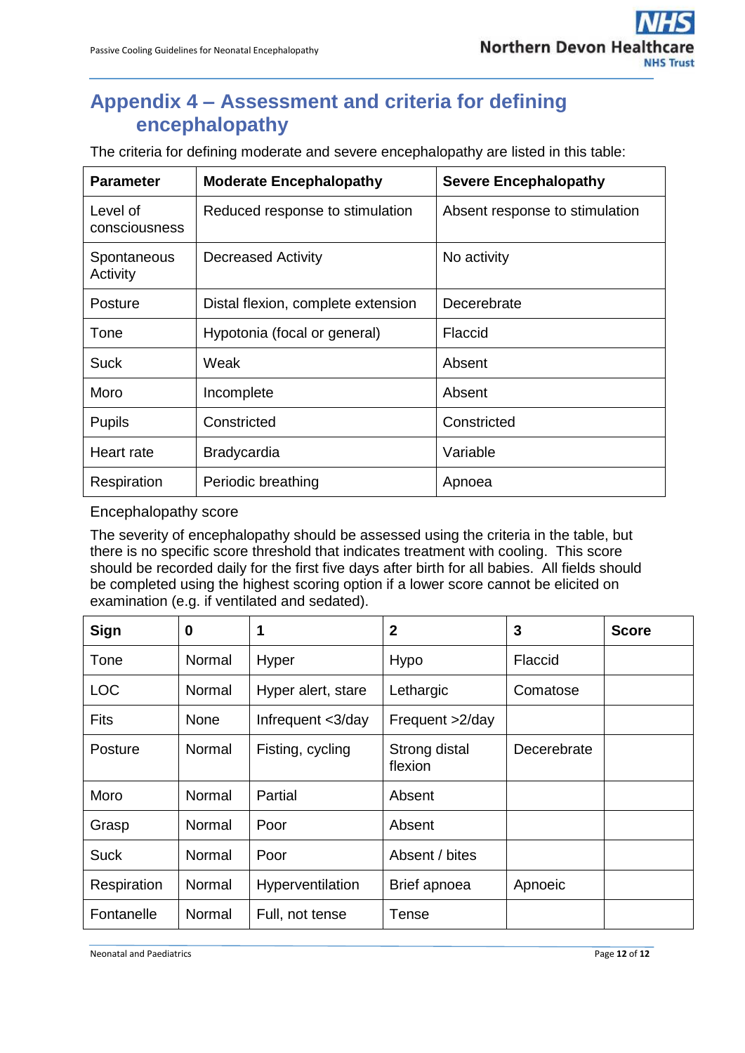## Appendix 4 – Assessment and criteria for defining encephalopathy

The criteria for defining moderate and severe encephalopathy are listed in this table:

| Parameter | Moderate Encephalopathy | Severe Encephalopathy |
|---|---|---|
| Level of consciousness | Reduced response to stimulation | Absent response to stimulation |
| Spontaneous Activity | Decreased Activity | No activity |
| Posture | Distal flexion, complete extension | Decerebrate |
| Tone | Hypotonia (focal or general) | Flaccid |
| Suck | Weak | Absent |
| Moro | Incomplete | Absent |
| Pupils | Constricted | Constricted |
| Heart rate | Bradycardia | Variable |
| Respiration | Periodic breathing | Apnoea |

Encephalopathy score

The severity of encephalopathy should be assessed using the criteria in the table, but there is no specific score threshold that indicates treatment with cooling. This score should be recorded daily for the first five days after birth for all babies. All fields should be completed using the highest scoring option if a lower score cannot be elicited on examination (e.g. if ventilated and sedated).

| Sign | 0 | 1 | 2 | 3 | Score |
|---|---|---|---|---|---|
| Tone | Normal | Hyper | Hypo | Flaccid | |
| LOC | Normal | Hyper alert, stare | Lethargic | Comatose | |
| Fits | None | Infrequent <3/day | Frequent >2/day | | |
| Posture | Normal | Fisting, cycling | Strong distal flexion | Decerebrate | |
| Moro | Normal | Partial | Absent | | |
| Grasp | Normal | Poor | Absent | | |
| Suck | Normal | Poor | Absent / bites | | |
| Respiration | Normal | Hyperventilation | Brief apnoea | Apnoeic | |
| Fontanelle | Normal | Full, not tense | Tense | | |